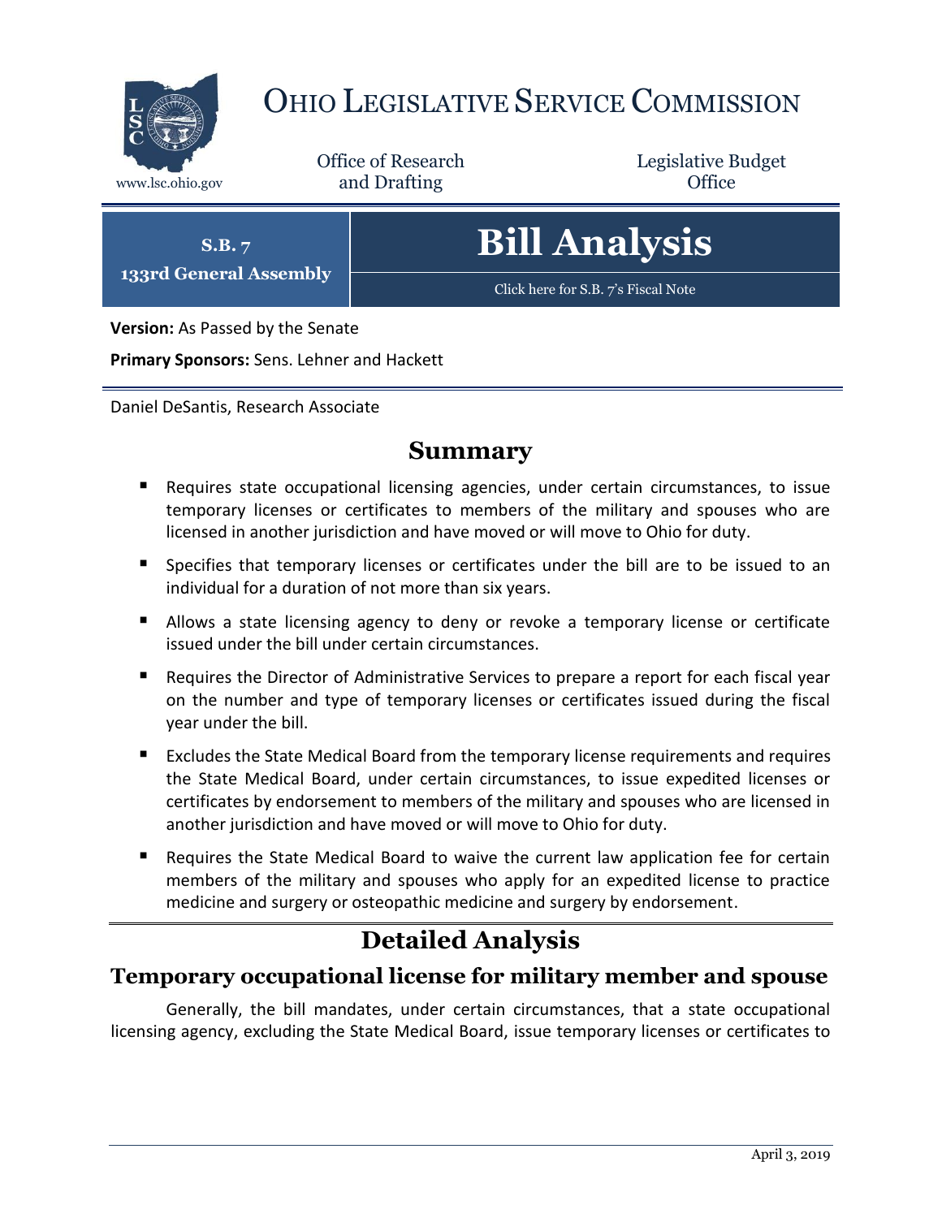# Ohio Legislative Service Commission

www.lsc.ohio.gov

Office of Research and Drafting

Legislative Budget Office

**S.B. 7**
**133rd General Assembly**

# Bill Analysis

Click here for S.B. 7's Fiscal Note

**Version:** As Passed by the Senate

**Primary Sponsors:** Sens. Lehner and Hackett

Daniel DeSantis, Research Associate

## Summary

- Requires state occupational licensing agencies, under certain circumstances, to issue temporary licenses or certificates to members of the military and spouses who are licensed in another jurisdiction and have moved or will move to Ohio for duty.
- Specifies that temporary licenses or certificates under the bill are to be issued to an individual for a duration of not more than six years.
- Allows a state licensing agency to deny or revoke a temporary license or certificate issued under the bill under certain circumstances.
- Requires the Director of Administrative Services to prepare a report for each fiscal year on the number and type of temporary licenses or certificates issued during the fiscal year under the bill.
- Excludes the State Medical Board from the temporary license requirements and requires the State Medical Board, under certain circumstances, to issue expedited licenses or certificates by endorsement to members of the military and spouses who are licensed in another jurisdiction and have moved or will move to Ohio for duty.
- Requires the State Medical Board to waive the current law application fee for certain members of the military and spouses who apply for an expedited license to practice medicine and surgery or osteopathic medicine and surgery by endorsement.

## Detailed Analysis

### Temporary occupational license for military member and spouse

Generally, the bill mandates, under certain circumstances, that a state occupational licensing agency, excluding the State Medical Board, issue temporary licenses or certificates to

April 3, 2019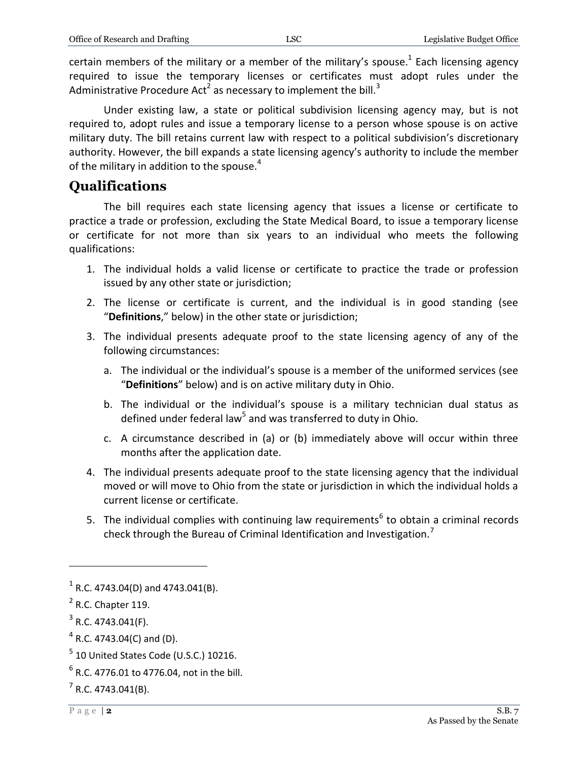certain members of the military or a member of the military's spouse.[1] Each licensing agency required to issue the temporary licenses or certificates must adopt rules under the Administrative Procedure Act[2] as necessary to implement the bill.[3]

Under existing law, a state or political subdivision licensing agency may, but is not required to, adopt rules and issue a temporary license to a person whose spouse is on active military duty. The bill retains current law with respect to a political subdivision's discretionary authority. However, the bill expands a state licensing agency's authority to include the member of the military in addition to the spouse.[4]

## Qualifications

The bill requires each state licensing agency that issues a license or certificate to practice a trade or profession, excluding the State Medical Board, to issue a temporary license or certificate for not more than six years to an individual who meets the following qualifications:

1. The individual holds a valid license or certificate to practice the trade or profession issued by any other state or jurisdiction;
2. The license or certificate is current, and the individual is in good standing (see "**Definitions**," below) in the other state or jurisdiction;
3. The individual presents adequate proof to the state licensing agency of any of the following circumstances:
    a. The individual or the individual's spouse is a member of the uniformed services (see "**Definitions**" below) and is on active military duty in Ohio.
    b. The individual or the individual's spouse is a military technician dual status as defined under federal law[5] and was transferred to duty in Ohio.
    c. A circumstance described in (a) or (b) immediately above will occur within three months after the application date.
4. The individual presents adequate proof to the state licensing agency that the individual moved or will move to Ohio from the state or jurisdiction in which the individual holds a current license or certificate.
5. The individual complies with continuing law requirements[6] to obtain a criminal records check through the Bureau of Criminal Identification and Investigation.[7]

---

[1] R.C. 4743.04(D) and 4743.041(B).

[2] R.C. Chapter 119.

[3] R.C. 4743.041(F).

[4] R.C. 4743.04(C) and (D).

[5] 10 United States Code (U.S.C.) 10216.

[6] R.C. 4776.01 to 4776.04, not in the bill.

[7] R.C. 4743.041(B).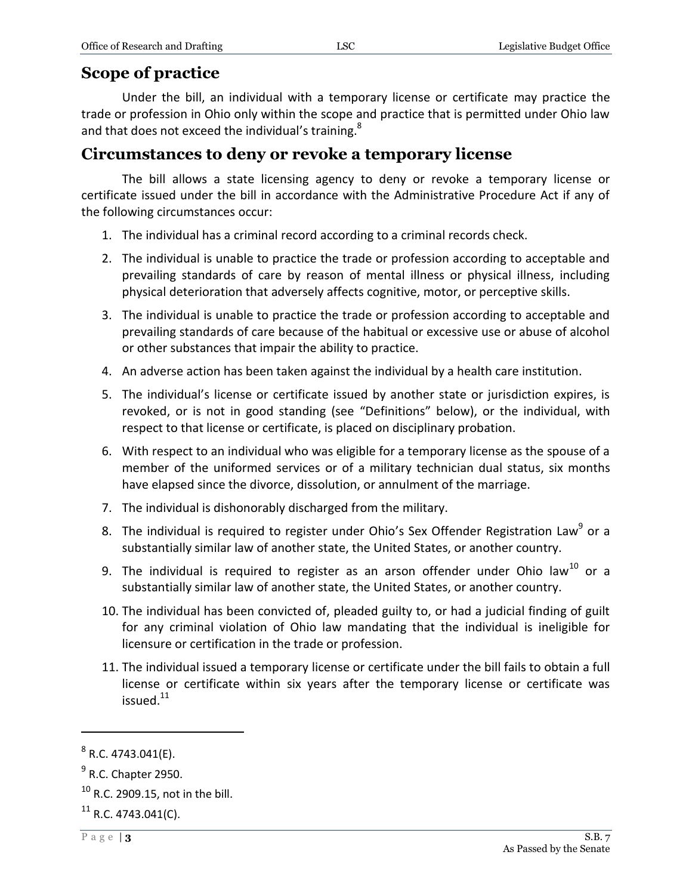## Scope of practice

Under the bill, an individual with a temporary license or certificate may practice the trade or profession in Ohio only within the scope and practice that is permitted under Ohio law and that does not exceed the individual's training.[8]

## Circumstances to deny or revoke a temporary license

The bill allows a state licensing agency to deny or revoke a temporary license or certificate issued under the bill in accordance with the Administrative Procedure Act if any of the following circumstances occur:

1. The individual has a criminal record according to a criminal records check.
2. The individual is unable to practice the trade or profession according to acceptable and prevailing standards of care by reason of mental illness or physical illness, including physical deterioration that adversely affects cognitive, motor, or perceptive skills.
3. The individual is unable to practice the trade or profession according to acceptable and prevailing standards of care because of the habitual or excessive use or abuse of alcohol or other substances that impair the ability to practice.
4. An adverse action has been taken against the individual by a health care institution.
5. The individual's license or certificate issued by another state or jurisdiction expires, is revoked, or is not in good standing (see "Definitions" below), or the individual, with respect to that license or certificate, is placed on disciplinary probation.
6. With respect to an individual who was eligible for a temporary license as the spouse of a member of the uniformed services or of a military technician dual status, six months have elapsed since the divorce, dissolution, or annulment of the marriage.
7. The individual is dishonorably discharged from the military.
8. The individual is required to register under Ohio's Sex Offender Registration Law[9] or a substantially similar law of another state, the United States, or another country.
9. The individual is required to register as an arson offender under Ohio law[10] or a substantially similar law of another state, the United States, or another country.
10. The individual has been convicted of, pleaded guilty to, or had a judicial finding of guilt for any criminal violation of Ohio law mandating that the individual is ineligible for licensure or certification in the trade or profession.
11. The individual issued a temporary license or certificate under the bill fails to obtain a full license or certificate within six years after the temporary license or certificate was issued.[11]

---

[8] R.C. 4743.041(E).

[9] R.C. Chapter 2950.

[10] R.C. 2909.15, not in the bill.

[11] R.C. 4743.041(C).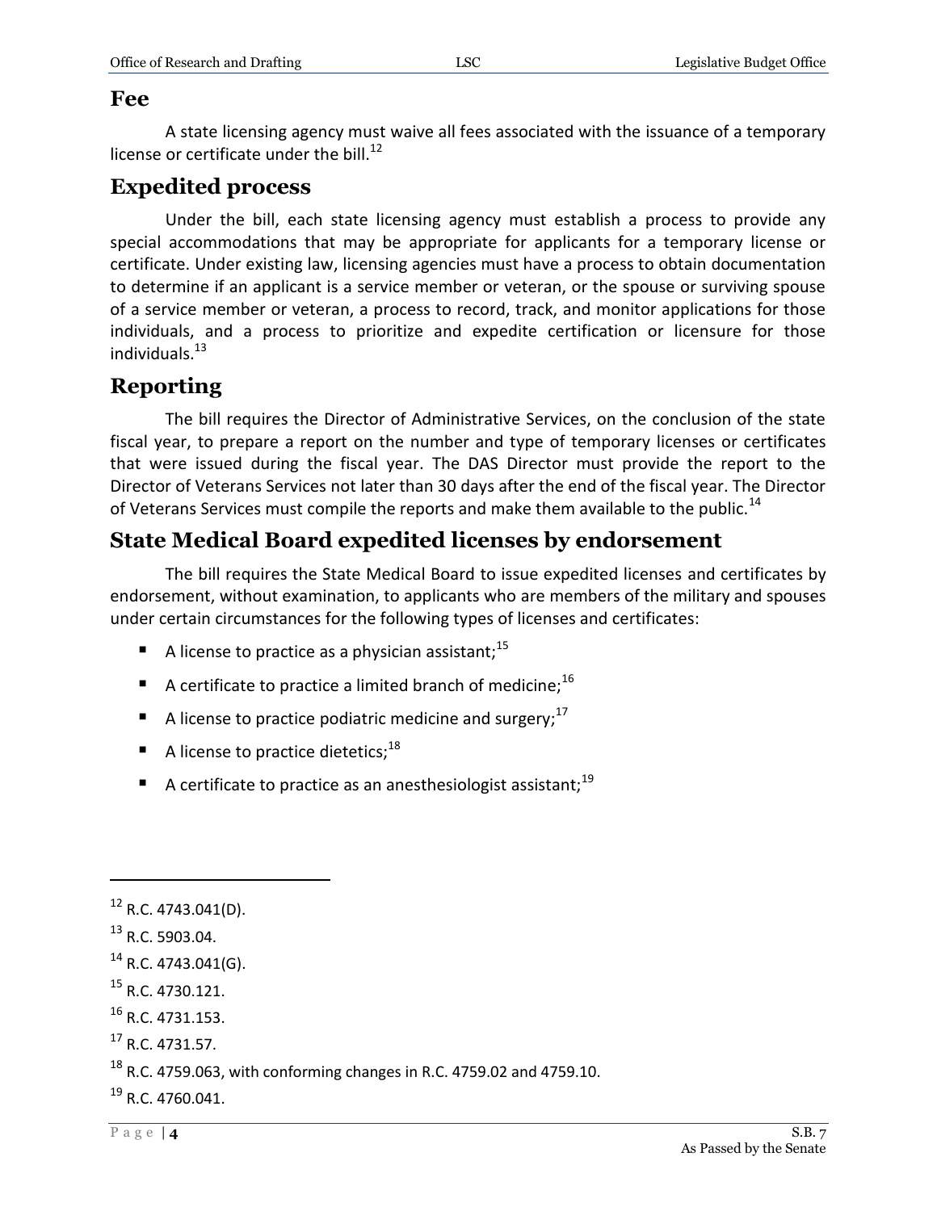## Fee

A state licensing agency must waive all fees associated with the issuance of a temporary license or certificate under the bill.[12]

## Expedited process

Under the bill, each state licensing agency must establish a process to provide any special accommodations that may be appropriate for applicants for a temporary license or certificate. Under existing law, licensing agencies must have a process to obtain documentation to determine if an applicant is a service member or veteran, or the spouse or surviving spouse of a service member or veteran, a process to record, track, and monitor applications for those individuals, and a process to prioritize and expedite certification or licensure for those individuals.[13]

## Reporting

The bill requires the Director of Administrative Services, on the conclusion of the state fiscal year, to prepare a report on the number and type of temporary licenses or certificates that were issued during the fiscal year. The DAS Director must provide the report to the Director of Veterans Services not later than 30 days after the end of the fiscal year. The Director of Veterans Services must compile the reports and make them available to the public.[14]

## State Medical Board expedited licenses by endorsement

The bill requires the State Medical Board to issue expedited licenses and certificates by endorsement, without examination, to applicants who are members of the military and spouses under certain circumstances for the following types of licenses and certificates:

- A license to practice as a physician assistant;[15]
- A certificate to practice a limited branch of medicine;[16]
- A license to practice podiatric medicine and surgery;[17]
- A license to practice dietetics;[18]
- A certificate to practice as an anesthesiologist assistant;[19]

---

[12] R.C. 4743.041(D).

[13] R.C. 5903.04.

[14] R.C. 4743.041(G).

[15] R.C. 4730.121.

[16] R.C. 4731.153.

[17] R.C. 4731.57.

[18] R.C. 4759.063, with conforming changes in R.C. 4759.02 and 4759.10.

[19] R.C. 4760.041.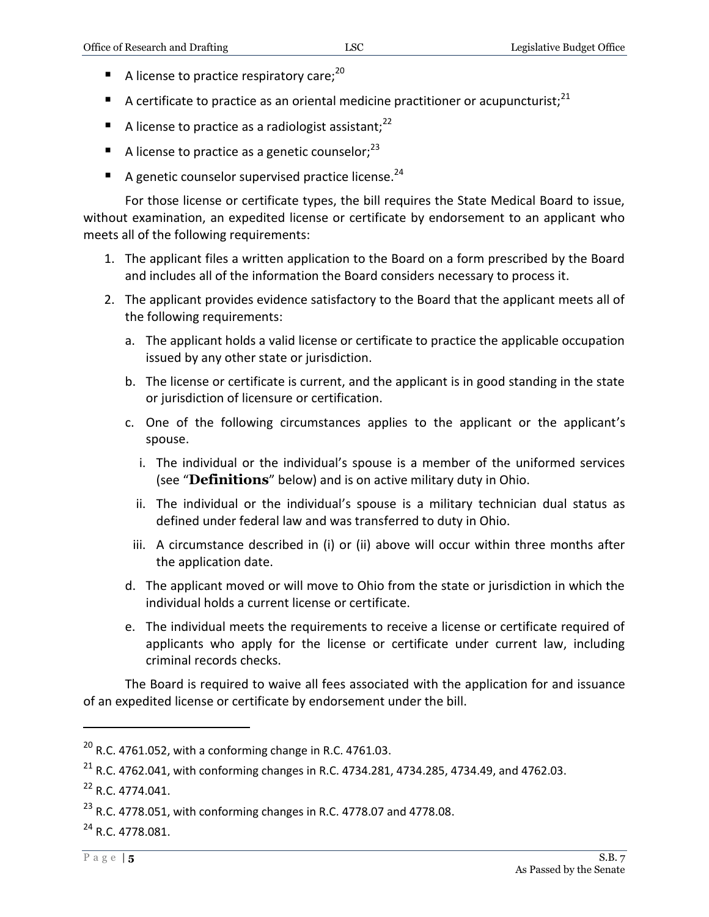- A license to practice respiratory care;[20]
- A certificate to practice as an oriental medicine practitioner or acupuncturist;[21]
- A license to practice as a radiologist assistant;[22]
- A license to practice as a genetic counselor;[23]
- A genetic counselor supervised practice license.[24]

For those license or certificate types, the bill requires the State Medical Board to issue, without examination, an expedited license or certificate by endorsement to an applicant who meets all of the following requirements:

1. The applicant files a written application to the Board on a form prescribed by the Board and includes all of the information the Board considers necessary to process it.
2. The applicant provides evidence satisfactory to the Board that the applicant meets all of the following requirements:
   a. The applicant holds a valid license or certificate to practice the applicable occupation issued by any other state or jurisdiction.
   b. The license or certificate is current, and the applicant is in good standing in the state or jurisdiction of licensure or certification.
   c. One of the following circumstances applies to the applicant or the applicant's spouse.
      i. The individual or the individual's spouse is a member of the uniformed services (see "**Definitions**" below) and is on active military duty in Ohio.
      ii. The individual or the individual's spouse is a military technician dual status as defined under federal law and was transferred to duty in Ohio.
      iii. A circumstance described in (i) or (ii) above will occur within three months after the application date.
   d. The applicant moved or will move to Ohio from the state or jurisdiction in which the individual holds a current license or certificate.
   e. The individual meets the requirements to receive a license or certificate required of applicants who apply for the license or certificate under current law, including criminal records checks.

The Board is required to waive all fees associated with the application for and issuance of an expedited license or certificate by endorsement under the bill.

---

[20] R.C. 4761.052, with a conforming change in R.C. 4761.03.

[21] R.C. 4762.041, with conforming changes in R.C. 4734.281, 4734.285, 4734.49, and 4762.03.

[22] R.C. 4774.041.

[23] R.C. 4778.051, with conforming changes in R.C. 4778.07 and 4778.08.

[24] R.C. 4778.081.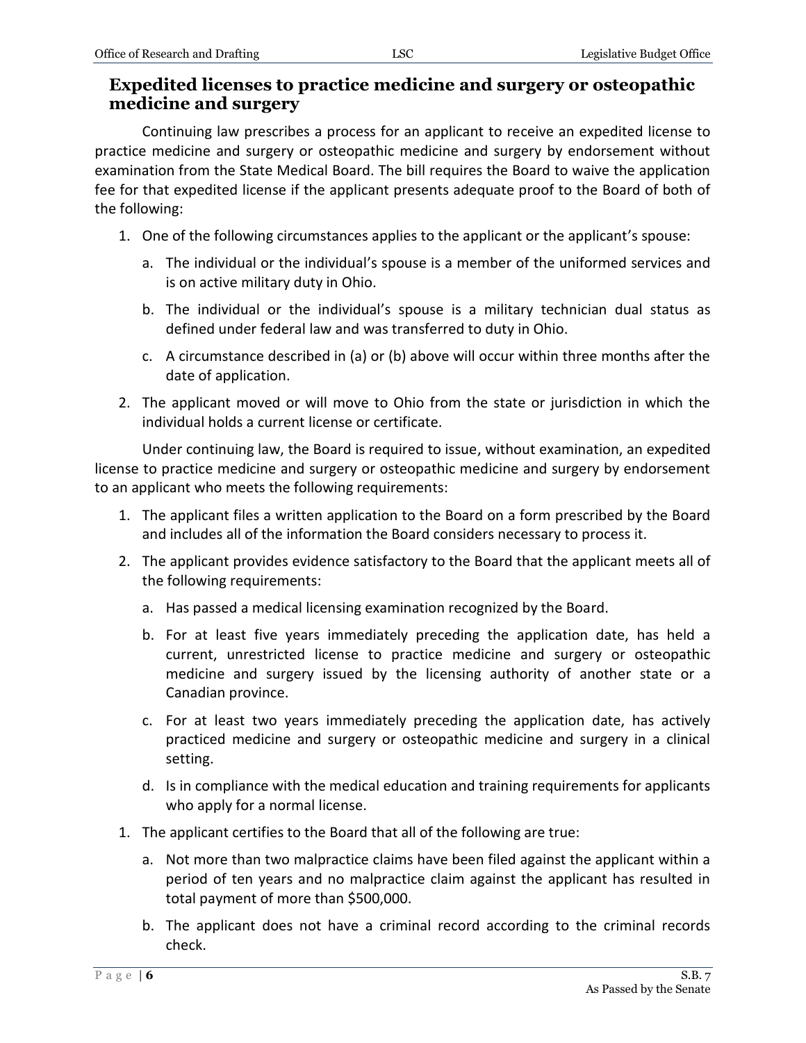## Expedited licenses to practice medicine and surgery or osteopathic medicine and surgery

Continuing law prescribes a process for an applicant to receive an expedited license to practice medicine and surgery or osteopathic medicine and surgery by endorsement without examination from the State Medical Board. The bill requires the Board to waive the application fee for that expedited license if the applicant presents adequate proof to the Board of both of the following:

1. One of the following circumstances applies to the applicant or the applicant's spouse:
   a. The individual or the individual's spouse is a member of the uniformed services and is on active military duty in Ohio.
   b. The individual or the individual's spouse is a military technician dual status as defined under federal law and was transferred to duty in Ohio.
   c. A circumstance described in (a) or (b) above will occur within three months after the date of application.
2. The applicant moved or will move to Ohio from the state or jurisdiction in which the individual holds a current license or certificate.

Under continuing law, the Board is required to issue, without examination, an expedited license to practice medicine and surgery or osteopathic medicine and surgery by endorsement to an applicant who meets the following requirements:

1. The applicant files a written application to the Board on a form prescribed by the Board and includes all of the information the Board considers necessary to process it.
2. The applicant provides evidence satisfactory to the Board that the applicant meets all of the following requirements:
   a. Has passed a medical licensing examination recognized by the Board.
   b. For at least five years immediately preceding the application date, has held a current, unrestricted license to practice medicine and surgery or osteopathic medicine and surgery issued by the licensing authority of another state or a Canadian province.
   c. For at least two years immediately preceding the application date, has actively practiced medicine and surgery or osteopathic medicine and surgery in a clinical setting.
   d. Is in compliance with the medical education and training requirements for applicants who apply for a normal license.
1. The applicant certifies to the Board that all of the following are true:
   a. Not more than two malpractice claims have been filed against the applicant within a period of ten years and no malpractice claim against the applicant has resulted in total payment of more than $500,000.
   b. The applicant does not have a criminal record according to the criminal records check.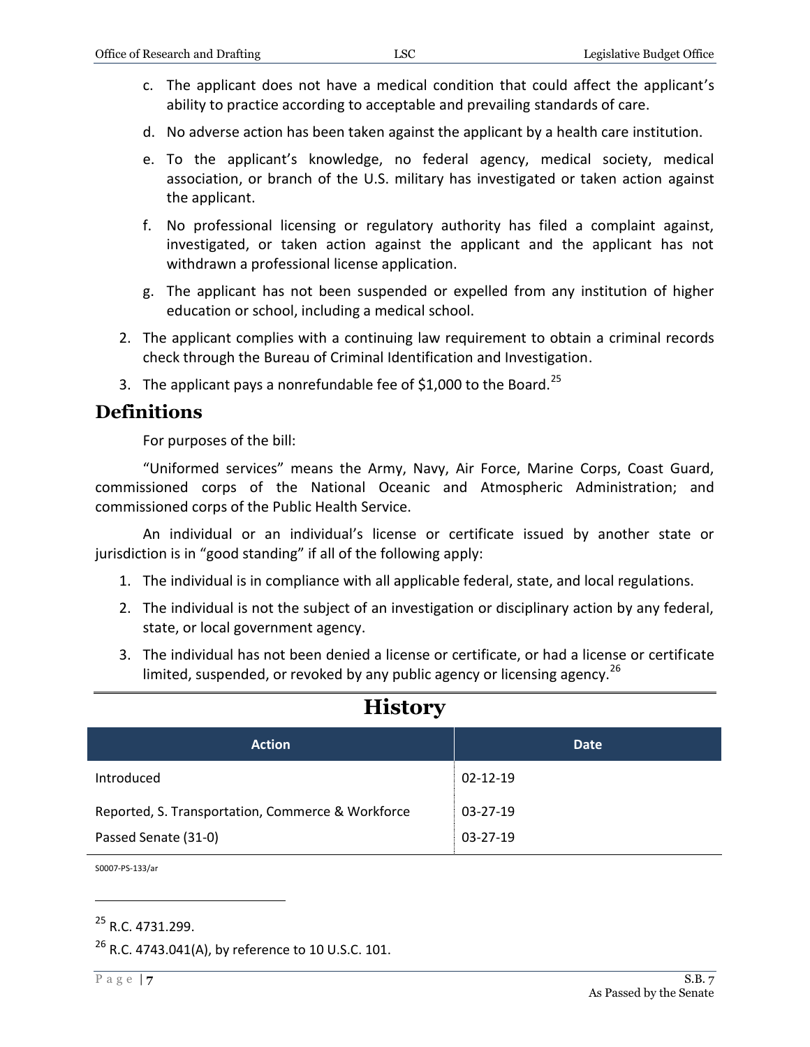c. The applicant does not have a medical condition that could affect the applicant's ability to practice according to acceptable and prevailing standards of care.

d. No adverse action has been taken against the applicant by a health care institution.

e. To the applicant's knowledge, no federal agency, medical society, medical association, or branch of the U.S. military has investigated or taken action against the applicant.

f. No professional licensing or regulatory authority has filed a complaint against, investigated, or taken action against the applicant and the applicant has not withdrawn a professional license application.

g. The applicant has not been suspended or expelled from any institution of higher education or school, including a medical school.

2. The applicant complies with a continuing law requirement to obtain a criminal records check through the Bureau of Criminal Identification and Investigation.

3. The applicant pays a nonrefundable fee of $1,000 to the Board.[25]

## Definitions

For purposes of the bill:

"Uniformed services" means the Army, Navy, Air Force, Marine Corps, Coast Guard, commissioned corps of the National Oceanic and Atmospheric Administration; and commissioned corps of the Public Health Service.

An individual or an individual's license or certificate issued by another state or jurisdiction is in "good standing" if all of the following apply:

1. The individual is in compliance with all applicable federal, state, and local regulations.

2. The individual is not the subject of an investigation or disciplinary action by any federal, state, or local government agency.

3. The individual has not been denied a license or certificate, or had a license or certificate limited, suspended, or revoked by any public agency or licensing agency.[26]

# History

| Action | Date |
|---|---|
| Introduced | 02-12-19 |
| Reported, S. Transportation, Commerce & Workforce | 03-27-19 |
| Passed Senate (31-0) | 03-27-19 |

S0007-PS-133/ar

---

[25] R.C. 4731.299.

[26] R.C. 4743.041(A), by reference to 10 U.S.C. 101.